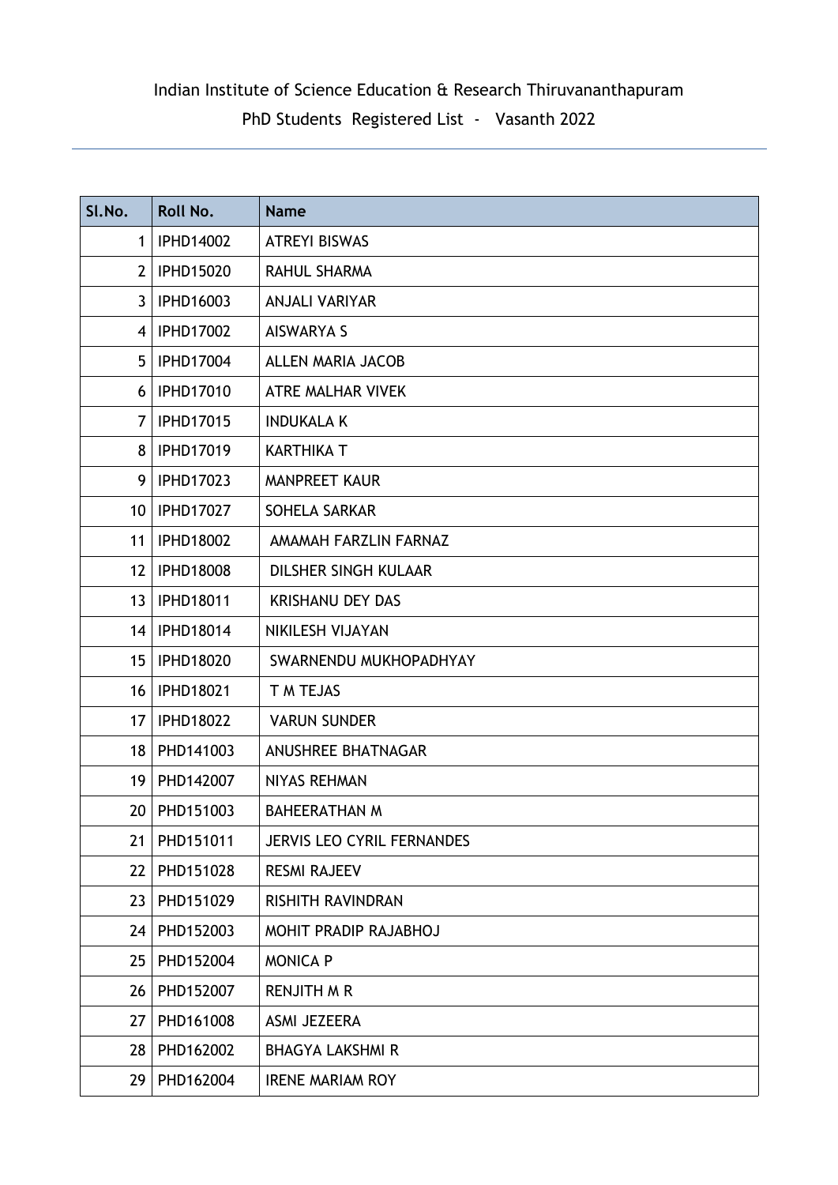# Indian Institute of Science Education & Research Thiruvananthapuram

## PhD Students Registered List - Vasanth 2022

| Sl.No. | Roll No. | Name |
|---|---|---|
| 1 | IPHD14002 | ATREYI BISWAS |
| 2 | IPHD15020 | RAHUL SHARMA |
| 3 | IPHD16003 | ANJALI VARIYAR |
| 4 | IPHD17002 | AISWARYA S |
| 5 | IPHD17004 | ALLEN MARIA JACOB |
| 6 | IPHD17010 | ATRE MALHAR VIVEK |
| 7 | IPHD17015 | INDUKALA K |
| 8 | IPHD17019 | KARTHIKA T |
| 9 | IPHD17023 | MANPREET KAUR |
| 10 | IPHD17027 | SOHELA SARKAR |
| 11 | IPHD18002 | AMAMAH FARZLIN FARNAZ |
| 12 | IPHD18008 | DILSHER SINGH KULAAR |
| 13 | IPHD18011 | KRISHANU DEY DAS |
| 14 | IPHD18014 | NIKILESH VIJAYAN |
| 15 | IPHD18020 | SWARNENDU MUKHOPADHYAY |
| 16 | IPHD18021 | T M TEJAS |
| 17 | IPHD18022 | VARUN SUNDER |
| 18 | PHD141003 | ANUSHREE BHATNAGAR |
| 19 | PHD142007 | NIYAS REHMAN |
| 20 | PHD151003 | BAHEERATHAN M |
| 21 | PHD151011 | JERVIS LEO CYRIL FERNANDES |
| 22 | PHD151028 | RESMI RAJEEV |
| 23 | PHD151029 | RISHITH RAVINDRAN |
| 24 | PHD152003 | MOHIT PRADIP RAJABHOJ |
| 25 | PHD152004 | MONICA P |
| 26 | PHD152007 | RENJITH M R |
| 27 | PHD161008 | ASMI JEZEERA |
| 28 | PHD162002 | BHAGYA LAKSHMI R |
| 29 | PHD162004 | IRENE MARIAM ROY |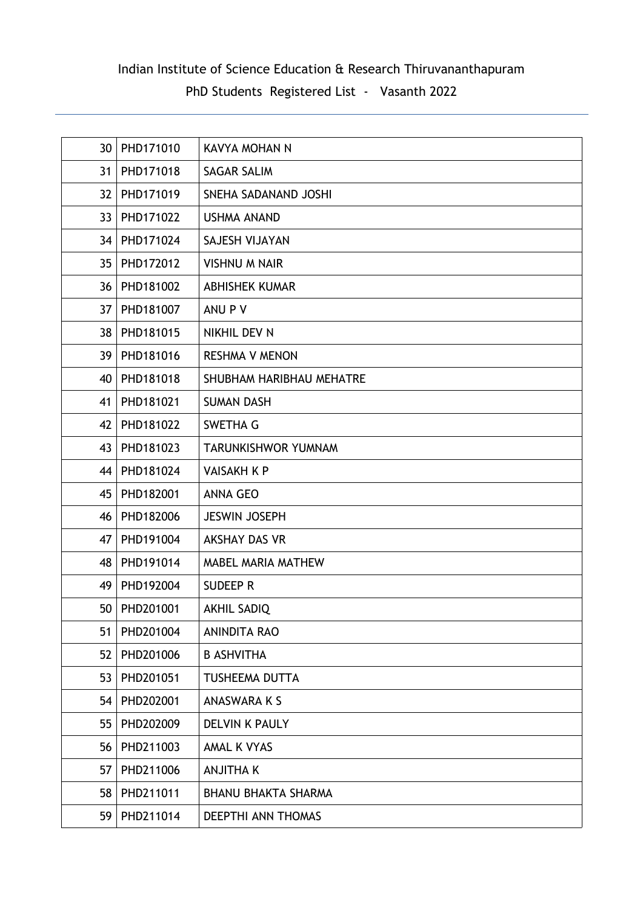| | | |
|---|---|---|
| 30 | PHD171010 | KAVYA MOHAN N |
| 31 | PHD171018 | SAGAR SALIM |
| 32 | PHD171019 | SNEHA SADANAND JOSHI |
| 33 | PHD171022 | USHMA ANAND |
| 34 | PHD171024 | SAJESH VIJAYAN |
| 35 | PHD172012 | VISHNU M NAIR |
| 36 | PHD181002 | ABHISHEK KUMAR |
| 37 | PHD181007 | ANU P V |
| 38 | PHD181015 | NIKHIL DEV N |
| 39 | PHD181016 | RESHMA V MENON |
| 40 | PHD181018 | SHUBHAM HARIBHAU MEHATRE |
| 41 | PHD181021 | SUMAN DASH |
| 42 | PHD181022 | SWETHA G |
| 43 | PHD181023 | TARUNKISHWOR YUMNAM |
| 44 | PHD181024 | VAISAKH K P |
| 45 | PHD182001 | ANNA GEO |
| 46 | PHD182006 | JESWIN JOSEPH |
| 47 | PHD191004 | AKSHAY DAS VR |
| 48 | PHD191014 | MABEL MARIA MATHEW |
| 49 | PHD192004 | SUDEEP R |
| 50 | PHD201001 | AKHIL SADIQ |
| 51 | PHD201004 | ANINDITA RAO |
| 52 | PHD201006 | B ASHVITHA |
| 53 | PHD201051 | TUSHEEMA DUTTA |
| 54 | PHD202001 | ANASWARA K S |
| 55 | PHD202009 | DELVIN K PAULY |
| 56 | PHD211003 | AMAL K VYAS |
| 57 | PHD211006 | ANJITHA K |
| 58 | PHD211011 | BHANU BHAKTA SHARMA |
| 59 | PHD211014 | DEEPTHI ANN THOMAS |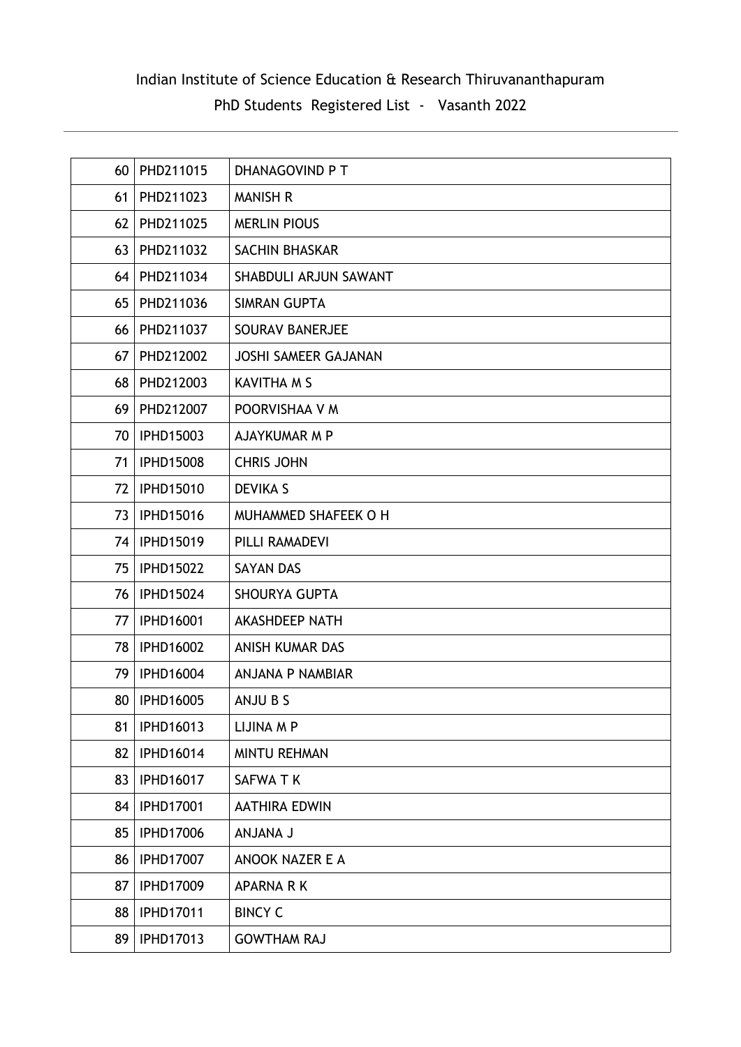| | | |
|---|---|---|
| 60 | PHD211015 | DHANAGOVIND P T |
| 61 | PHD211023 | MANISH R |
| 62 | PHD211025 | MERLIN PIOUS |
| 63 | PHD211032 | SACHIN BHASKAR |
| 64 | PHD211034 | SHABDULI ARJUN SAWANT |
| 65 | PHD211036 | SIMRAN GUPTA |
| 66 | PHD211037 | SOURAV BANERJEE |
| 67 | PHD212002 | JOSHI SAMEER GAJANAN |
| 68 | PHD212003 | KAVITHA M S |
| 69 | PHD212007 | POORVISHAA V M |
| 70 | IPHD15003 | AJAYKUMAR M P |
| 71 | IPHD15008 | CHRIS JOHN |
| 72 | IPHD15010 | DEVIKA S |
| 73 | IPHD15016 | MUHAMMED SHAFEEK O H |
| 74 | IPHD15019 | PILLI RAMADEVI |
| 75 | IPHD15022 | SAYAN DAS |
| 76 | IPHD15024 | SHOURYA GUPTA |
| 77 | IPHD16001 | AKASHDEEP NATH |
| 78 | IPHD16002 | ANISH KUMAR DAS |
| 79 | IPHD16004 | ANJANA P NAMBIAR |
| 80 | IPHD16005 | ANJU B S |
| 81 | IPHD16013 | LIJINA M P |
| 82 | IPHD16014 | MINTU REHMAN |
| 83 | IPHD16017 | SAFWA T K |
| 84 | IPHD17001 | AATHIRA EDWIN |
| 85 | IPHD17006 | ANJANA J |
| 86 | IPHD17007 | ANOOK NAZER E A |
| 87 | IPHD17009 | APARNA R K |
| 88 | IPHD17011 | BINCY C |
| 89 | IPHD17013 | GOWTHAM RAJ |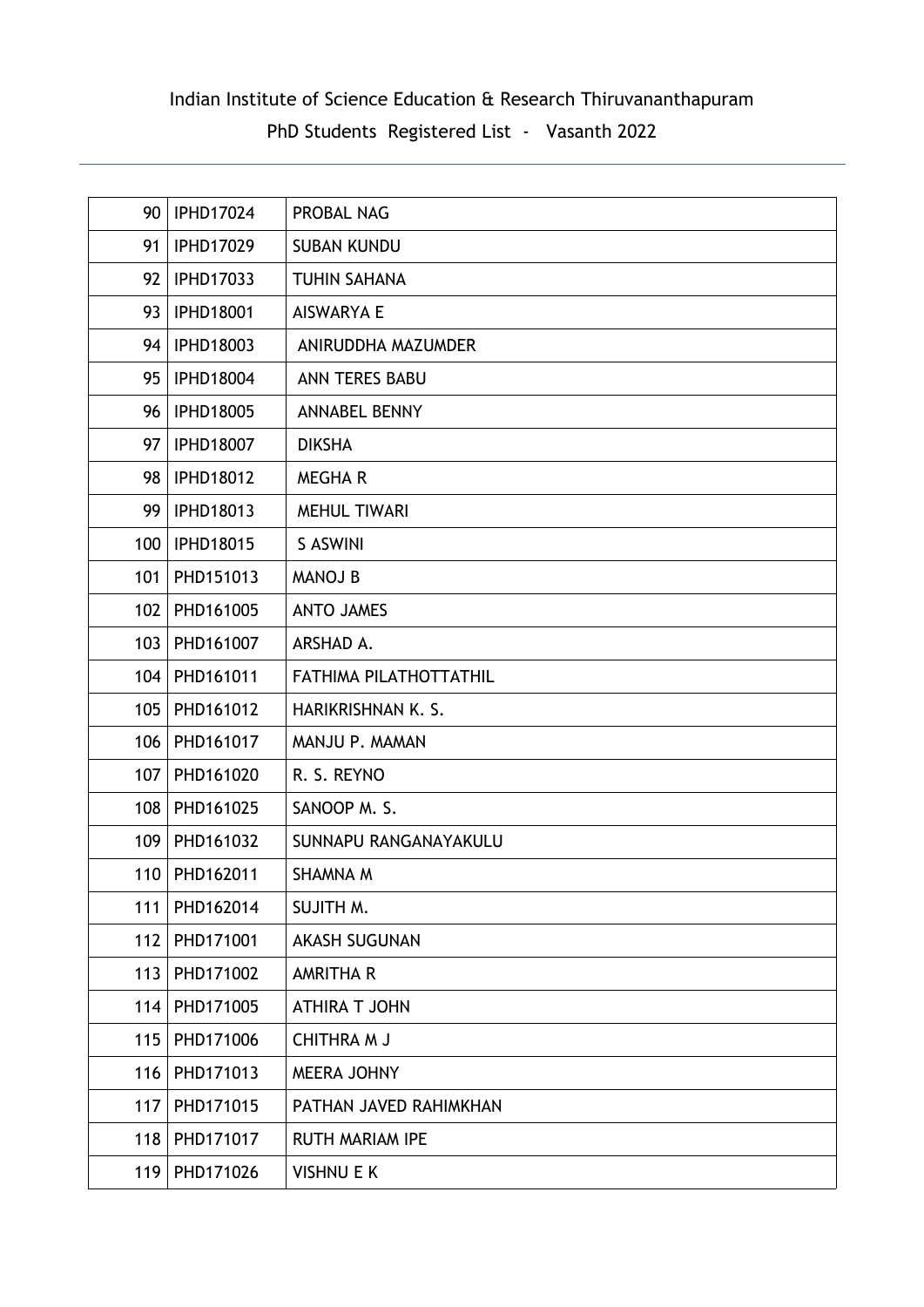Indian Institute of Science Education & Research Thiruvananthapuram

PhD Students Registered List - Vasanth 2022

| | | |
|---|---|---|
| 90 | IPHD17024 | PROBAL NAG |
| 91 | IPHD17029 | SUBAN KUNDU |
| 92 | IPHD17033 | TUHIN SAHANA |
| 93 | IPHD18001 | AISWARYA E |
| 94 | IPHD18003 | ANIRUDDHA MAZUMDER |
| 95 | IPHD18004 | ANN TERES BABU |
| 96 | IPHD18005 | ANNABEL BENNY |
| 97 | IPHD18007 | DIKSHA |
| 98 | IPHD18012 | MEGHA R |
| 99 | IPHD18013 | MEHUL TIWARI |
| 100 | IPHD18015 | S ASWINI |
| 101 | PHD151013 | MANOJ B |
| 102 | PHD161005 | ANTO JAMES |
| 103 | PHD161007 | ARSHAD A. |
| 104 | PHD161011 | FATHIMA PILATHOTTATHIL |
| 105 | PHD161012 | HARIKRISHNAN K. S. |
| 106 | PHD161017 | MANJU P. MAMAN |
| 107 | PHD161020 | R. S. REYNO |
| 108 | PHD161025 | SANOOP M. S. |
| 109 | PHD161032 | SUNNAPU RANGANAYAKULU |
| 110 | PHD162011 | SHAMNA M |
| 111 | PHD162014 | SUJITH M. |
| 112 | PHD171001 | AKASH SUGUNAN |
| 113 | PHD171002 | AMRITHA R |
| 114 | PHD171005 | ATHIRA T JOHN |
| 115 | PHD171006 | CHITHRA M J |
| 116 | PHD171013 | MEERA JOHNY |
| 117 | PHD171015 | PATHAN JAVED RAHIMKHAN |
| 118 | PHD171017 | RUTH MARIAM IPE |
| 119 | PHD171026 | VISHNU E K |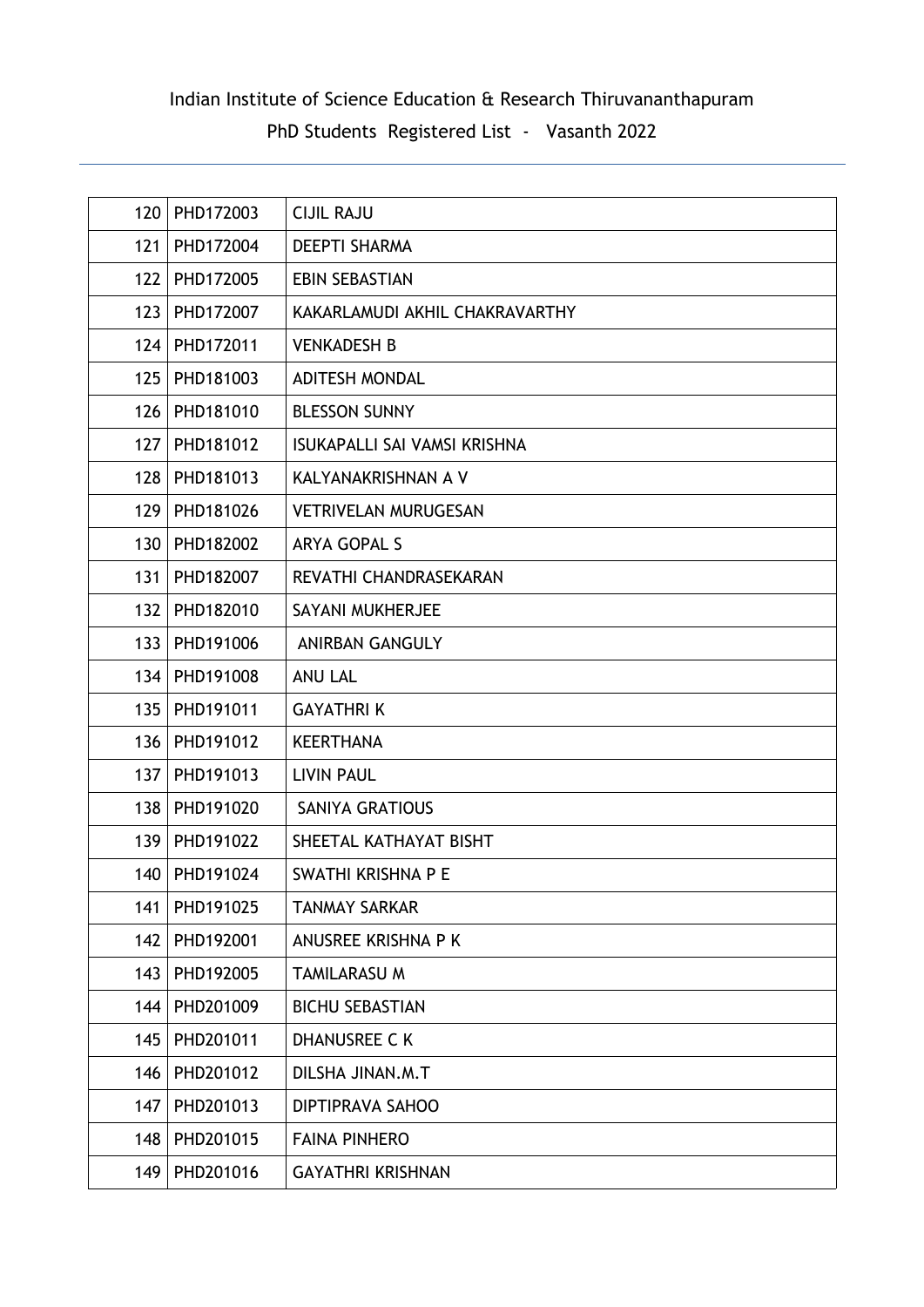Indian Institute of Science Education & Research Thiruvananthapuram

PhD Students Registered List - Vasanth 2022

| | | |
|---|---|---|
| 120 | PHD172003 | CIJIL RAJU |
| 121 | PHD172004 | DEEPTI SHARMA |
| 122 | PHD172005 | EBIN SEBASTIAN |
| 123 | PHD172007 | KAKARLAMUDI AKHIL CHAKRAVARTHY |
| 124 | PHD172011 | VENKADESH B |
| 125 | PHD181003 | ADITESH MONDAL |
| 126 | PHD181010 | BLESSON SUNNY |
| 127 | PHD181012 | ISUKAPALLI SAI VAMSI KRISHNA |
| 128 | PHD181013 | KALYANAKRISHNAN A V |
| 129 | PHD181026 | VETRIVELAN MURUGESAN |
| 130 | PHD182002 | ARYA GOPAL S |
| 131 | PHD182007 | REVATHI CHANDRASEKARAN |
| 132 | PHD182010 | SAYANI MUKHERJEE |
| 133 | PHD191006 | ANIRBAN GANGULY |
| 134 | PHD191008 | ANU LAL |
| 135 | PHD191011 | GAYATHRI K |
| 136 | PHD191012 | KEERTHANA |
| 137 | PHD191013 | LIVIN PAUL |
| 138 | PHD191020 | SANIYA GRATIOUS |
| 139 | PHD191022 | SHEETAL KATHAYAT BISHT |
| 140 | PHD191024 | SWATHI KRISHNA P E |
| 141 | PHD191025 | TANMAY SARKAR |
| 142 | PHD192001 | ANUSREE KRISHNA P K |
| 143 | PHD192005 | TAMILARASU M |
| 144 | PHD201009 | BICHU SEBASTIAN |
| 145 | PHD201011 | DHANUSREE C K |
| 146 | PHD201012 | DILSHA JINAN.M.T |
| 147 | PHD201013 | DIPTIPRAVA SAHOO |
| 148 | PHD201015 | FAINA PINHERO |
| 149 | PHD201016 | GAYATHRI KRISHNAN |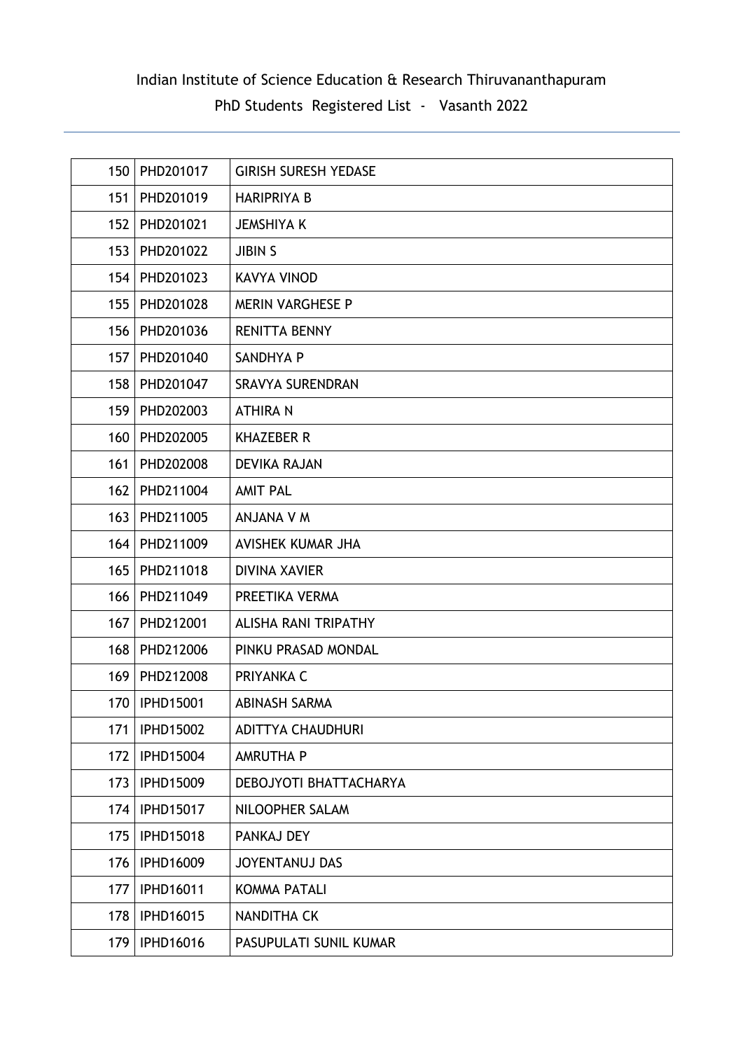Indian Institute of Science Education & Research Thiruvananthapuram

PhD Students Registered List - Vasanth 2022

| | | |
|---|---|---|
| 150 | PHD201017 | GIRISH SURESH YEDASE |
| 151 | PHD201019 | HARIPRIYA B |
| 152 | PHD201021 | JEMSHIYA K |
| 153 | PHD201022 | JIBIN S |
| 154 | PHD201023 | KAVYA VINOD |
| 155 | PHD201028 | MERIN VARGHESE P |
| 156 | PHD201036 | RENITTA BENNY |
| 157 | PHD201040 | SANDHYA P |
| 158 | PHD201047 | SRAVYA SURENDRAN |
| 159 | PHD202003 | ATHIRA N |
| 160 | PHD202005 | KHAZEBER R |
| 161 | PHD202008 | DEVIKA RAJAN |
| 162 | PHD211004 | AMIT PAL |
| 163 | PHD211005 | ANJANA V M |
| 164 | PHD211009 | AVISHEK KUMAR JHA |
| 165 | PHD211018 | DIVINA XAVIER |
| 166 | PHD211049 | PREETIKA VERMA |
| 167 | PHD212001 | ALISHA RANI TRIPATHY |
| 168 | PHD212006 | PINKU PRASAD MONDAL |
| 169 | PHD212008 | PRIYANKA C |
| 170 | IPHD15001 | ABINASH SARMA |
| 171 | IPHD15002 | ADITTYA CHAUDHURI |
| 172 | IPHD15004 | AMRUTHA P |
| 173 | IPHD15009 | DEBOJYOTI BHATTACHARYA |
| 174 | IPHD15017 | NILOOPHER SALAM |
| 175 | IPHD15018 | PANKAJ DEY |
| 176 | IPHD16009 | JOYENTANUJ DAS |
| 177 | IPHD16011 | KOMMA PATALI |
| 178 | IPHD16015 | NANDITHA CK |
| 179 | IPHD16016 | PASUPULATI SUNIL KUMAR |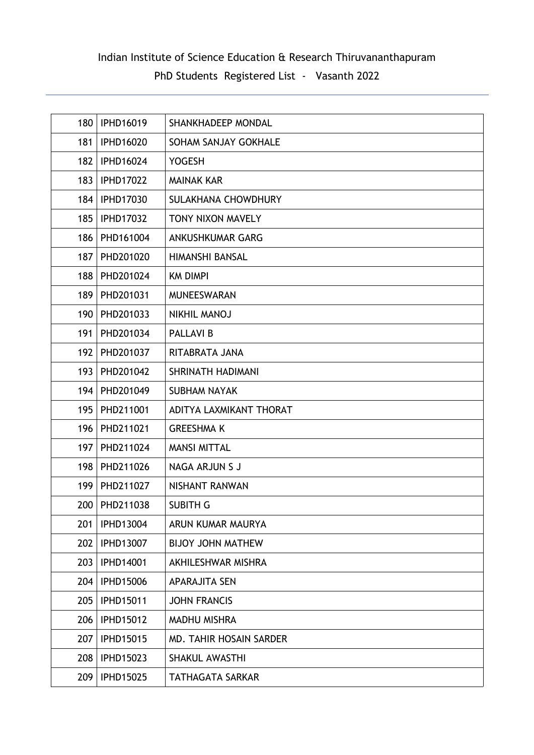Indian Institute of Science Education & Research Thiruvananthapuram

PhD Students Registered List - Vasanth 2022

| | | |
|---|---|---|
| 180 | IPHD16019 | SHANKHADEEP MONDAL |
| 181 | IPHD16020 | SOHAM SANJAY GOKHALE |
| 182 | IPHD16024 | YOGESH |
| 183 | IPHD17022 | MAINAK KAR |
| 184 | IPHD17030 | SULAKHANA CHOWDHURY |
| 185 | IPHD17032 | TONY NIXON MAVELY |
| 186 | PHD161004 | ANKUSHKUMAR GARG |
| 187 | PHD201020 | HIMANSHI BANSAL |
| 188 | PHD201024 | KM DIMPI |
| 189 | PHD201031 | MUNEESWARAN |
| 190 | PHD201033 | NIKHIL MANOJ |
| 191 | PHD201034 | PALLAVI B |
| 192 | PHD201037 | RITABRATA JANA |
| 193 | PHD201042 | SHRINATH HADIMANI |
| 194 | PHD201049 | SUBHAM NAYAK |
| 195 | PHD211001 | ADITYA LAXMIKANT THORAT |
| 196 | PHD211021 | GREESHMA K |
| 197 | PHD211024 | MANSI MITTAL |
| 198 | PHD211026 | NAGA ARJUN S J |
| 199 | PHD211027 | NISHANT RANWAN |
| 200 | PHD211038 | SUBITH G |
| 201 | IPHD13004 | ARUN KUMAR MAURYA |
| 202 | IPHD13007 | BIJOY JOHN MATHEW |
| 203 | IPHD14001 | AKHILESHWAR MISHRA |
| 204 | IPHD15006 | APARAJITA SEN |
| 205 | IPHD15011 | JOHN FRANCIS |
| 206 | IPHD15012 | MADHU MISHRA |
| 207 | IPHD15015 | MD. TAHIR HOSAIN SARDER |
| 208 | IPHD15023 | SHAKUL AWASTHI |
| 209 | IPHD15025 | TATHAGATA SARKAR |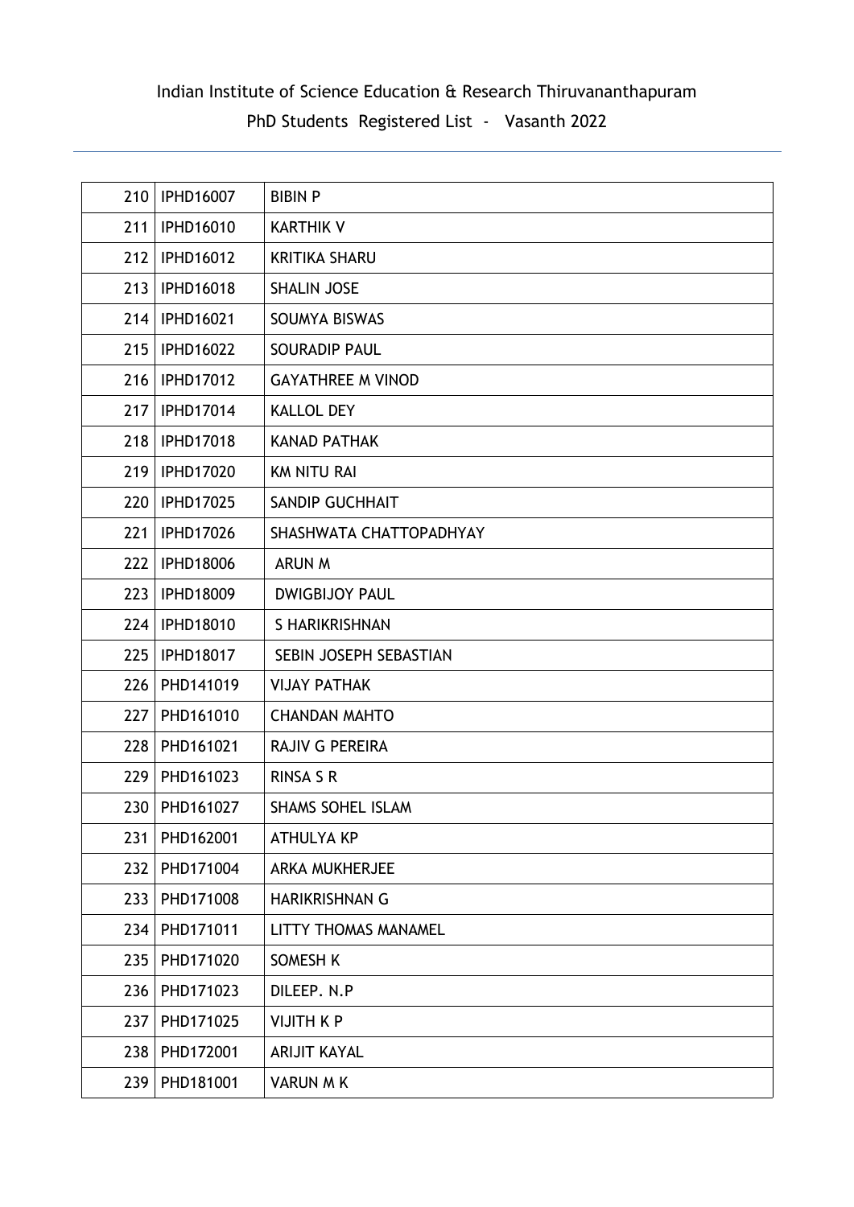| 210 | IPHD16007 | BIBIN P |
|---|---|---|
| 211 | IPHD16010 | KARTHIK V |
| 212 | IPHD16012 | KRITIKA SHARU |
| 213 | IPHD16018 | SHALIN JOSE |
| 214 | IPHD16021 | SOUMYA BISWAS |
| 215 | IPHD16022 | SOURADIP PAUL |
| 216 | IPHD17012 | GAYATHREE M VINOD |
| 217 | IPHD17014 | KALLOL DEY |
| 218 | IPHD17018 | KANAD PATHAK |
| 219 | IPHD17020 | KM NITU RAI |
| 220 | IPHD17025 | SANDIP GUCHHAIT |
| 221 | IPHD17026 | SHASHWATA CHATTOPADHYAY |
| 222 | IPHD18006 | ARUN M |
| 223 | IPHD18009 | DWIGBIJOY PAUL |
| 224 | IPHD18010 | S HARIKRISHNAN |
| 225 | IPHD18017 | SEBIN JOSEPH SEBASTIAN |
| 226 | PHD141019 | VIJAY PATHAK |
| 227 | PHD161010 | CHANDAN MAHTO |
| 228 | PHD161021 | RAJIV G PEREIRA |
| 229 | PHD161023 | RINSA S R |
| 230 | PHD161027 | SHAMS SOHEL ISLAM |
| 231 | PHD162001 | ATHULYA KP |
| 232 | PHD171004 | ARKA MUKHERJEE |
| 233 | PHD171008 | HARIKRISHNAN G |
| 234 | PHD171011 | LITTY THOMAS MANAMEL |
| 235 | PHD171020 | SOMESH K |
| 236 | PHD171023 | DILEEP. N.P |
| 237 | PHD171025 | VIJITH K P |
| 238 | PHD172001 | ARIJIT KAYAL |
| 239 | PHD181001 | VARUN M K |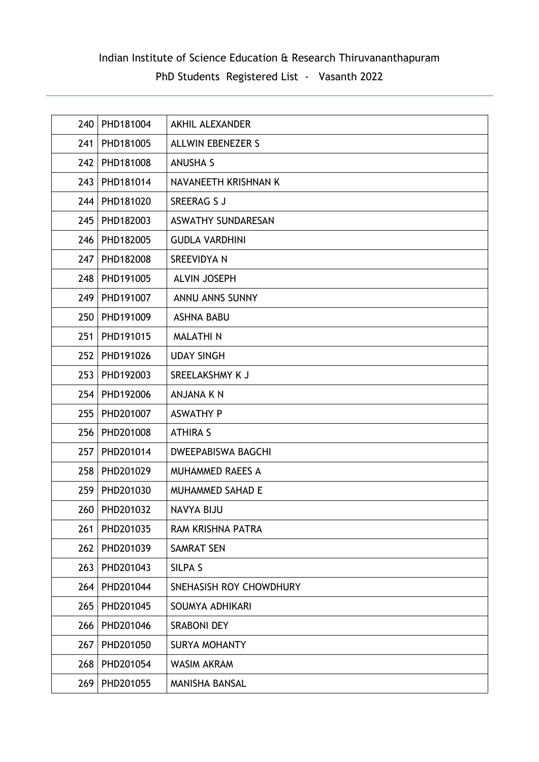Indian Institute of Science Education & Research Thiruvananthapuram

PhD Students Registered List - Vasanth 2022

| | | |
|---|---|---|
| 240 | PHD181004 | AKHIL ALEXANDER |
| 241 | PHD181005 | ALLWIN EBENEZER S |
| 242 | PHD181008 | ANUSHA S |
| 243 | PHD181014 | NAVANEETH KRISHNAN K |
| 244 | PHD181020 | SREERAG S J |
| 245 | PHD182003 | ASWATHY SUNDARESAN |
| 246 | PHD182005 | GUDLA VARDHINI |
| 247 | PHD182008 | SREEVIDYA N |
| 248 | PHD191005 | ALVIN JOSEPH |
| 249 | PHD191007 | ANNU ANNS SUNNY |
| 250 | PHD191009 | ASHNA BABU |
| 251 | PHD191015 | MALATHI N |
| 252 | PHD191026 | UDAY SINGH |
| 253 | PHD192003 | SREELAKSHMY K J |
| 254 | PHD192006 | ANJANA K N |
| 255 | PHD201007 | ASWATHY P |
| 256 | PHD201008 | ATHIRA S |
| 257 | PHD201014 | DWEEPABISWA BAGCHI |
| 258 | PHD201029 | MUHAMMED RAEES A |
| 259 | PHD201030 | MUHAMMED SAHAD E |
| 260 | PHD201032 | NAVYA BIJU |
| 261 | PHD201035 | RAM KRISHNA PATRA |
| 262 | PHD201039 | SAMRAT SEN |
| 263 | PHD201043 | SILPA S |
| 264 | PHD201044 | SNEHASISH ROY CHOWDHURY |
| 265 | PHD201045 | SOUMYA ADHIKARI |
| 266 | PHD201046 | SRABONI DEY |
| 267 | PHD201050 | SURYA MOHANTY |
| 268 | PHD201054 | WASIM AKRAM |
| 269 | PHD201055 | MANISHA BANSAL |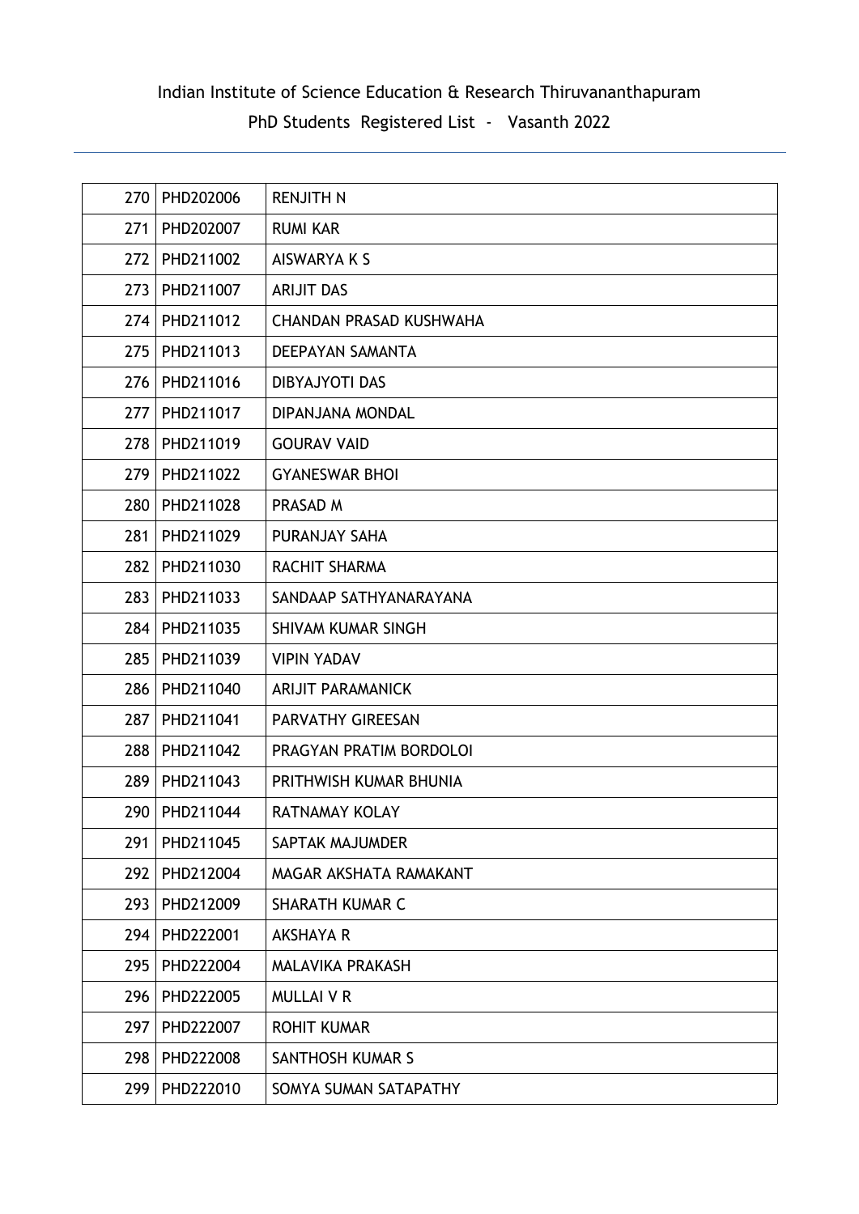Indian Institute of Science Education & Research Thiruvananthapuram

PhD Students Registered List - Vasanth 2022

| | | |
|---|---|---|
| 270 | PHD202006 | RENJITH N |
| 271 | PHD202007 | RUMI KAR |
| 272 | PHD211002 | AISWARYA K S |
| 273 | PHD211007 | ARIJIT DAS |
| 274 | PHD211012 | CHANDAN PRASAD KUSHWAHA |
| 275 | PHD211013 | DEEPAYAN SAMANTA |
| 276 | PHD211016 | DIBYAJYOTI DAS |
| 277 | PHD211017 | DIPANJANA MONDAL |
| 278 | PHD211019 | GOURAV VAID |
| 279 | PHD211022 | GYANESWAR BHOI |
| 280 | PHD211028 | PRASAD M |
| 281 | PHD211029 | PURANJAY SAHA |
| 282 | PHD211030 | RACHIT SHARMA |
| 283 | PHD211033 | SANDAAP SATHYANARAYANA |
| 284 | PHD211035 | SHIVAM KUMAR SINGH |
| 285 | PHD211039 | VIPIN YADAV |
| 286 | PHD211040 | ARIJIT PARAMANICK |
| 287 | PHD211041 | PARVATHY GIREESAN |
| 288 | PHD211042 | PRAGYAN PRATIM BORDOLOI |
| 289 | PHD211043 | PRITHWISH KUMAR BHUNIA |
| 290 | PHD211044 | RATNAMAY KOLAY |
| 291 | PHD211045 | SAPTAK MAJUMDER |
| 292 | PHD212004 | MAGAR AKSHATA RAMAKANT |
| 293 | PHD212009 | SHARATH KUMAR C |
| 294 | PHD222001 | AKSHAYA R |
| 295 | PHD222004 | MALAVIKA PRAKASH |
| 296 | PHD222005 | MULLAI V R |
| 297 | PHD222007 | ROHIT KUMAR |
| 298 | PHD222008 | SANTHOSH KUMAR S |
| 299 | PHD222010 | SOMYA SUMAN SATAPATHY |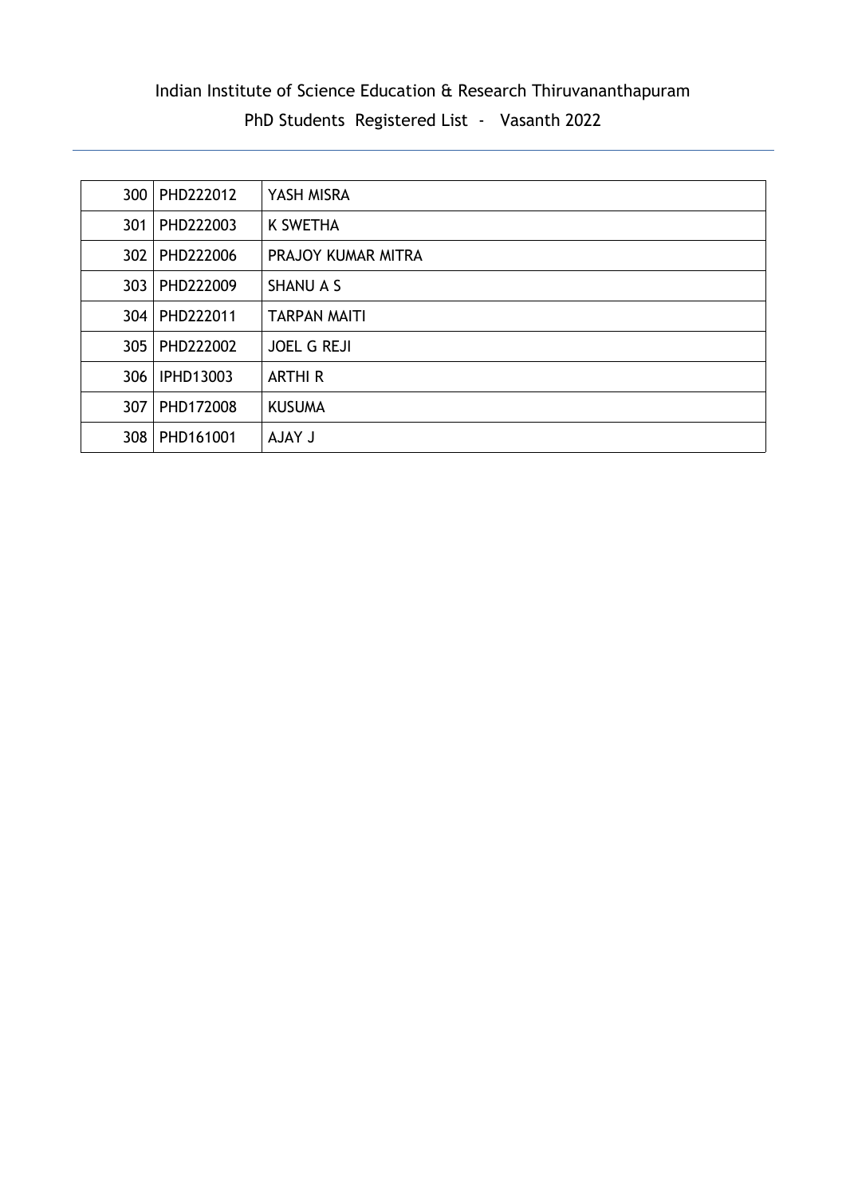Indian Institute of Science Education & Research Thiruvananthapuram

PhD Students Registered List - Vasanth 2022

| | | |
|---|---|---|
| 300 | PHD222012 | YASH MISRA |
| 301 | PHD222003 | K SWETHA |
| 302 | PHD222006 | PRAJOY KUMAR MITRA |
| 303 | PHD222009 | SHANU A S |
| 304 | PHD222011 | TARPAN MAITI |
| 305 | PHD222002 | JOEL G REJI |
| 306 | IPHD13003 | ARTHI R |
| 307 | PHD172008 | KUSUMA |
| 308 | PHD161001 | AJAY J |